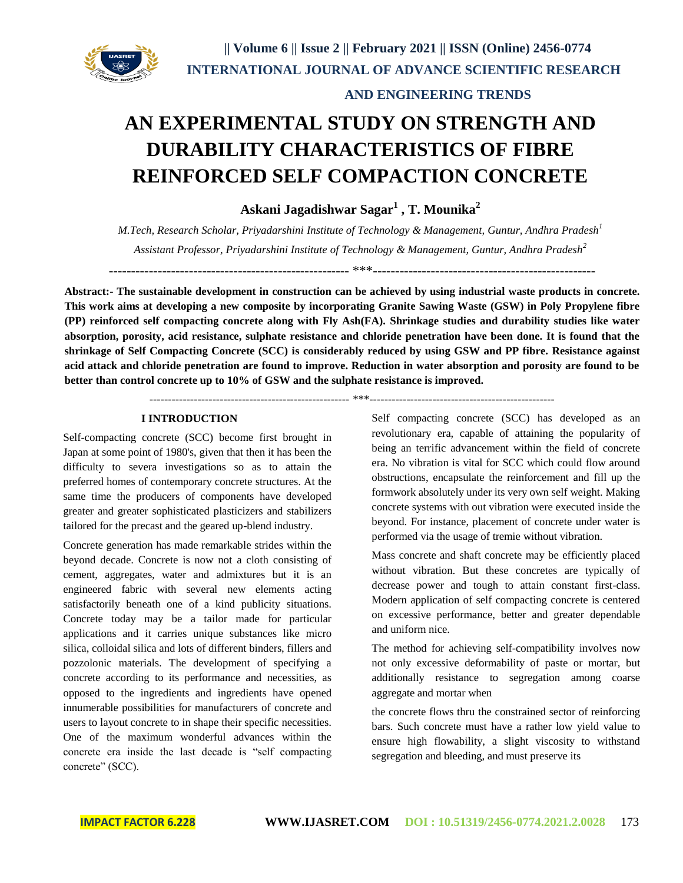# AN EXPERIMENTAL STUDY ON STRENGTH AND DURABILITY CHARACTERISTICS OF FIBRE REINFORCED SELF COMPACTION CONCRETE

**Askani Jagadishwar Sagar[1] , T. Mounika[2]**

*M.Tech, Research Scholar, Priyadarshini Institute of Technology & Management, Guntur, Andhra Pradesh[1]*

*Assistant Professor, Priyadarshini Institute of Technology & Management, Guntur, Andhra Pradesh[2]*

------------------------------------------------------- ***---------------------------------------------------

**Abstract:- The sustainable development in construction can be achieved by using industrial waste products in concrete. This work aims at developing a new composite by incorporating Granite Sawing Waste (GSW) in Poly Propylene fibre (PP) reinforced self compacting concrete along with Fly Ash(FA). Shrinkage studies and durability studies like water absorption, porosity, acid resistance, sulphate resistance and chloride penetration have been done. It is found that the shrinkage of Self Compacting Concrete (SCC) is considerably reduced by using GSW and PP fibre. Resistance against acid attack and chloride penetration are found to improve. Reduction in water absorption and porosity are found to be better than control concrete up to 10% of GSW and the sulphate resistance is improved.**

------------------------------------------------------- ***---------------------------------------------------

## I INTRODUCTION

Self-compacting concrete (SCC) become first brought in Japan at some point of 1980's, given that then it has been the difficulty to severa investigations so as to attain the preferred homes of contemporary concrete structures. At the same time the producers of components have developed greater and greater sophisticated plasticizers and stabilizers tailored for the precast and the geared up-blend industry.

Concrete generation has made remarkable strides within the beyond decade. Concrete is now not a cloth consisting of cement, aggregates, water and admixtures but it is an engineered fabric with several new elements acting satisfactorily beneath one of a kind publicity situations. Concrete today may be a tailor made for particular applications and it carries unique substances like micro silica, colloidal silica and lots of different binders, fillers and pozzolonic materials. The development of specifying a concrete according to its performance and necessities, as opposed to the ingredients and ingredients have opened innumerable possibilities for manufacturers of concrete and users to layout concrete to in shape their specific necessities. One of the maximum wonderful advances within the concrete era inside the last decade is "self compacting concrete" (SCC).

Self compacting concrete (SCC) has developed as an revolutionary era, capable of attaining the popularity of being an terrific advancement within the field of concrete era. No vibration is vital for SCC which could flow around obstructions, encapsulate the reinforcement and fill up the formwork absolutely under its very own self weight. Making concrete systems with out vibration were executed inside the beyond. For instance, placement of concrete under water is performed via the usage of tremie without vibration.

Mass concrete and shaft concrete may be efficiently placed without vibration. But these concretes are typically of decrease power and tough to attain constant first-class. Modern application of self compacting concrete is centered on excessive performance, better and greater dependable and uniform nice.

The method for achieving self-compatibility involves now not only excessive deformability of paste or mortar, but additionally resistance to segregation among coarse aggregate and mortar when

the concrete flows thru the constrained sector of reinforcing bars. Such concrete must have a rather low yield value to ensure high flowability, a slight viscosity to withstand segregation and bleeding, and must preserve its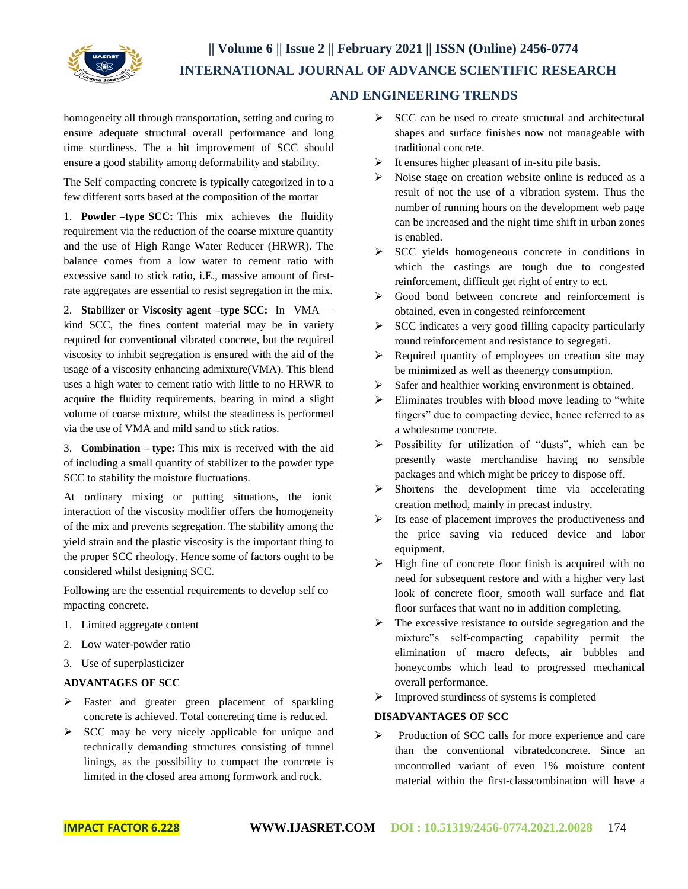homogeneity all through transportation, setting and curing to ensure adequate structural overall performance and long time sturdiness. The a hit improvement of SCC should ensure a good stability among deformability and stability.

The Self compacting concrete is typically categorized in to a few different sorts based at the composition of the mortar

1. **Powder –type SCC:** This mix achieves the fluidity requirement via the reduction of the coarse mixture quantity and the use of High Range Water Reducer (HRWR). The balance comes from a low water to cement ratio with excessive sand to stick ratio, i.E., massive amount of first-rate aggregates are essential to resist segregation in the mix.

2. **Stabilizer or Viscosity agent –type SCC:** In VMA – kind SCC, the fines content material may be in variety required for conventional vibrated concrete, but the required viscosity to inhibit segregation is ensured with the aid of the usage of a viscosity enhancing admixture(VMA). This blend uses a high water to cement ratio with little to no HRWR to acquire the fluidity requirements, bearing in mind a slight volume of coarse mixture, whilst the steadiness is performed via the use of VMA and mild sand to stick ratios.

3. **Combination – type:** This mix is received with the aid of including a small quantity of stabilizer to the powder type SCC to stability the moisture fluctuations.

At ordinary mixing or putting situations, the ionic interaction of the viscosity modifier offers the homogeneity of the mix and prevents segregation. The stability among the yield strain and the plastic viscosity is the important thing to the proper SCC rheology. Hence some of factors ought to be considered whilst designing SCC.

Following are the essential requirements to develop self co mpacting concrete.

1. Limited aggregate content
2. Low water-powder ratio
3. Use of superplasticizer

**ADVANTAGES OF SCC**

- Faster and greater green placement of sparkling concrete is achieved. Total concreting time is reduced.
- SCC may be very nicely applicable for unique and technically demanding structures consisting of tunnel linings, as the possibility to compact the concrete is limited in the closed area among formwork and rock.
- SCC can be used to create structural and architectural shapes and surface finishes now not manageable with traditional concrete.
- It ensures higher pleasant of in-situ pile basis.
- Noise stage on creation website online is reduced as a result of not the use of a vibration system. Thus the number of running hours on the development web page can be increased and the night time shift in urban zones is enabled.
- SCC yields homogeneous concrete in conditions in which the castings are tough due to congested reinforcement, difficult get right of entry to ect.
- Good bond between concrete and reinforcement is obtained, even in congested reinforcement
- SCC indicates a very good filling capacity particularly round reinforcement and resistance to segregati.
- Required quantity of employees on creation site may be minimized as well as theenergy consumption.
- Safer and healthier working environment is obtained.
- Eliminates troubles with blood move leading to "white fingers" due to compacting device, hence referred to as a wholesome concrete.
- Possibility for utilization of "dusts", which can be presently waste merchandise having no sensible packages and which might be pricey to dispose off.
- Shortens the development time via accelerating creation method, mainly in precast industry.
- Its ease of placement improves the productiveness and the price saving via reduced device and labor equipment.
- High fine of concrete floor finish is acquired with no need for subsequent restore and with a higher very last look of concrete floor, smooth wall surface and flat floor surfaces that want no in addition completing.
- The excessive resistance to outside segregation and the mixture"s self-compacting capability permit the elimination of macro defects, air bubbles and honeycombs which lead to progressed mechanical overall performance.
- Improved sturdiness of systems is completed

**DISADVANTAGES OF SCC**

- Production of SCC calls for more experience and care than the conventional vibratedconcrete. Since an uncontrolled variant of even 1% moisture content material within the first-classcombination will have a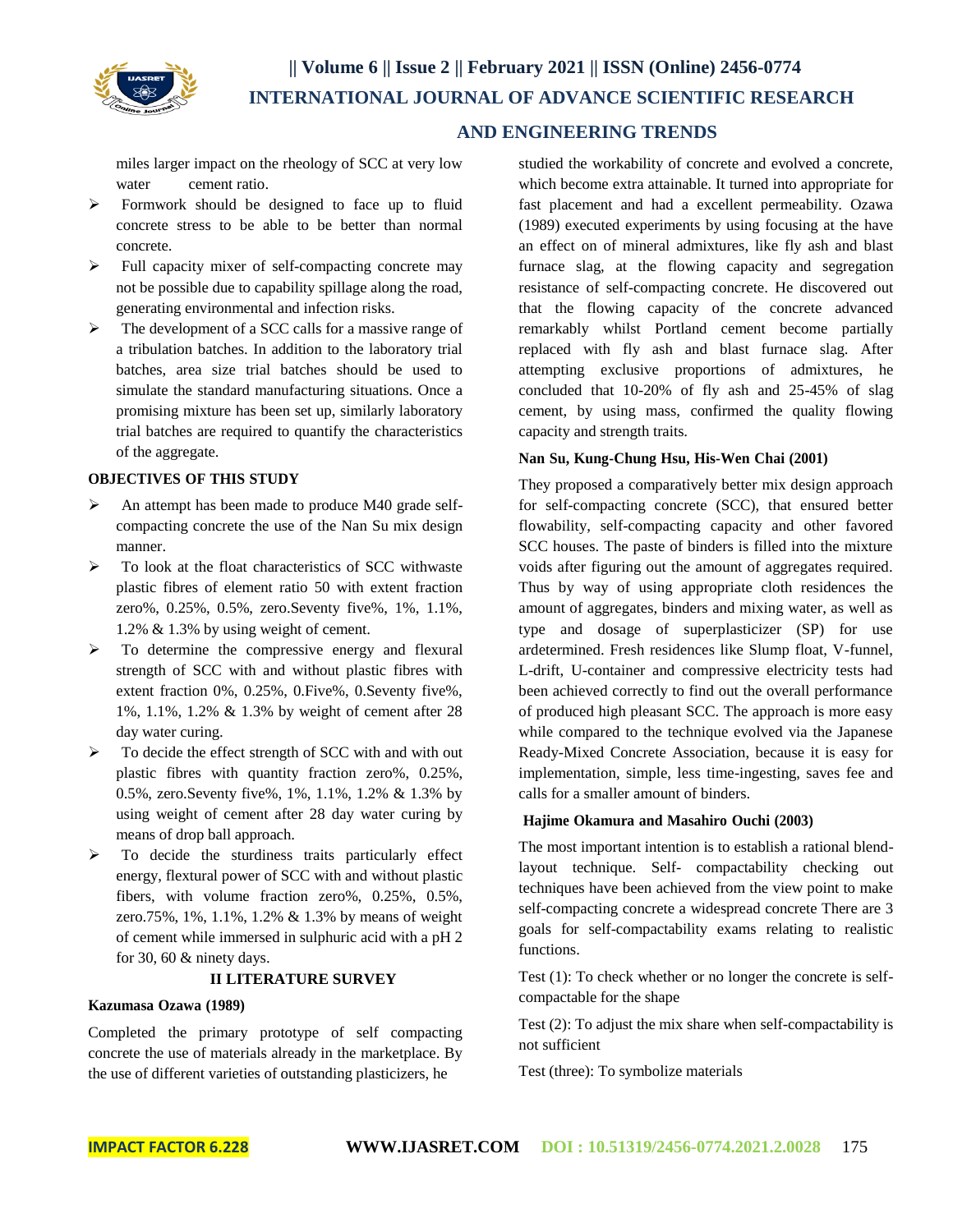miles larger impact on the rheology of SCC at very low water cement ratio.

- Formwork should be designed to face up to fluid concrete stress to be able to be better than normal concrete.
- Full capacity mixer of self-compacting concrete may not be possible due to capability spillage along the road, generating environmental and infection risks.
- The development of a SCC calls for a massive range of a tribulation batches. In addition to the laboratory trial batches, area size trial batches should be used to simulate the standard manufacturing situations. Once a promising mixture has been set up, similarly laboratory trial batches are required to quantify the characteristics of the aggregate.

**OBJECTIVES OF THIS STUDY**

- An attempt has been made to produce M40 grade self-compacting concrete the use of the Nan Su mix design manner.
- To look at the float characteristics of SCC withwaste plastic fibres of element ratio 50 with extent fraction zero%, 0.25%, 0.5%, zero.Seventy five%, 1%, 1.1%, 1.2% & 1.3% by using weight of cement.
- To determine the compressive energy and flexural strength of SCC with and without plastic fibres with extent fraction 0%, 0.25%, 0.Five%, 0.Seventy five%, 1%, 1.1%, 1.2% & 1.3% by weight of cement after 28 day water curing.
- To decide the effect strength of SCC with and with out plastic fibres with quantity fraction zero%, 0.25%, 0.5%, zero.Seventy five%, 1%, 1.1%, 1.2% & 1.3% by using weight of cement after 28 day water curing by means of drop ball approach.
- To decide the sturdiness traits particularly effect energy, flexural power of SCC with and without plastic fibers, with volume fraction zero%, 0.25%, 0.5%, zero.75%, 1%, 1.1%, 1.2% & 1.3% by means of weight of cement while immersed in sulphuric acid with a pH 2 for 30, 60 & ninety days.

## II LITERATURE SURVEY

**Kazumasa Ozawa (1989)**

Completed the primary prototype of self compacting concrete the use of materials already in the marketplace. By the use of different varieties of outstanding plasticizers, he studied the workability of concrete and evolved a concrete, which become extra attainable. It turned into appropriate for fast placement and had a excellent permeability. Ozawa (1989) executed experiments by using focusing at the have an effect on of mineral admixtures, like fly ash and blast furnace slag, at the flowing capacity and segregation resistance of self-compacting concrete. He discovered out that the flowing capacity of the concrete advanced remarkably whilst Portland cement become partially replaced with fly ash and blast furnace slag. After attempting exclusive proportions of admixtures, he concluded that 10-20% of fly ash and 25-45% of slag cement, by using mass, confirmed the quality flowing capacity and strength traits.

**Nan Su, Kung-Chung Hsu, His-Wen Chai (2001)**

They proposed a comparatively better mix design approach for self-compacting concrete (SCC), that ensured better flowability, self-compacting capacity and other favored SCC houses. The paste of binders is filled into the mixture voids after figuring out the amount of aggregates required. Thus by way of using appropriate cloth residences the amount of aggregates, binders and mixing water, as well as type and dosage of superplasticizer (SP) for use ardetermined. Fresh residences like Slump float, V-funnel, L-drift, U-container and compressive electricity tests had been achieved correctly to find out the overall performance of produced high pleasant SCC. The approach is more easy while compared to the technique evolved via the Japanese Ready-Mixed Concrete Association, because it is easy for implementation, simple, less time-ingesting, saves fee and calls for a smaller amount of binders.

**Hajime Okamura and Masahiro Ouchi (2003)**

The most important intention is to establish a rational blend-layout technique. Self- compactability checking out techniques have been achieved from the view point to make self-compacting concrete a widespread concrete There are 3 goals for self-compactability exams relating to realistic functions.

Test (1): To check whether or no longer the concrete is self-compactable for the shape

Test (2): To adjust the mix share when self-compactability is not sufficient

Test (three): To symbolize materials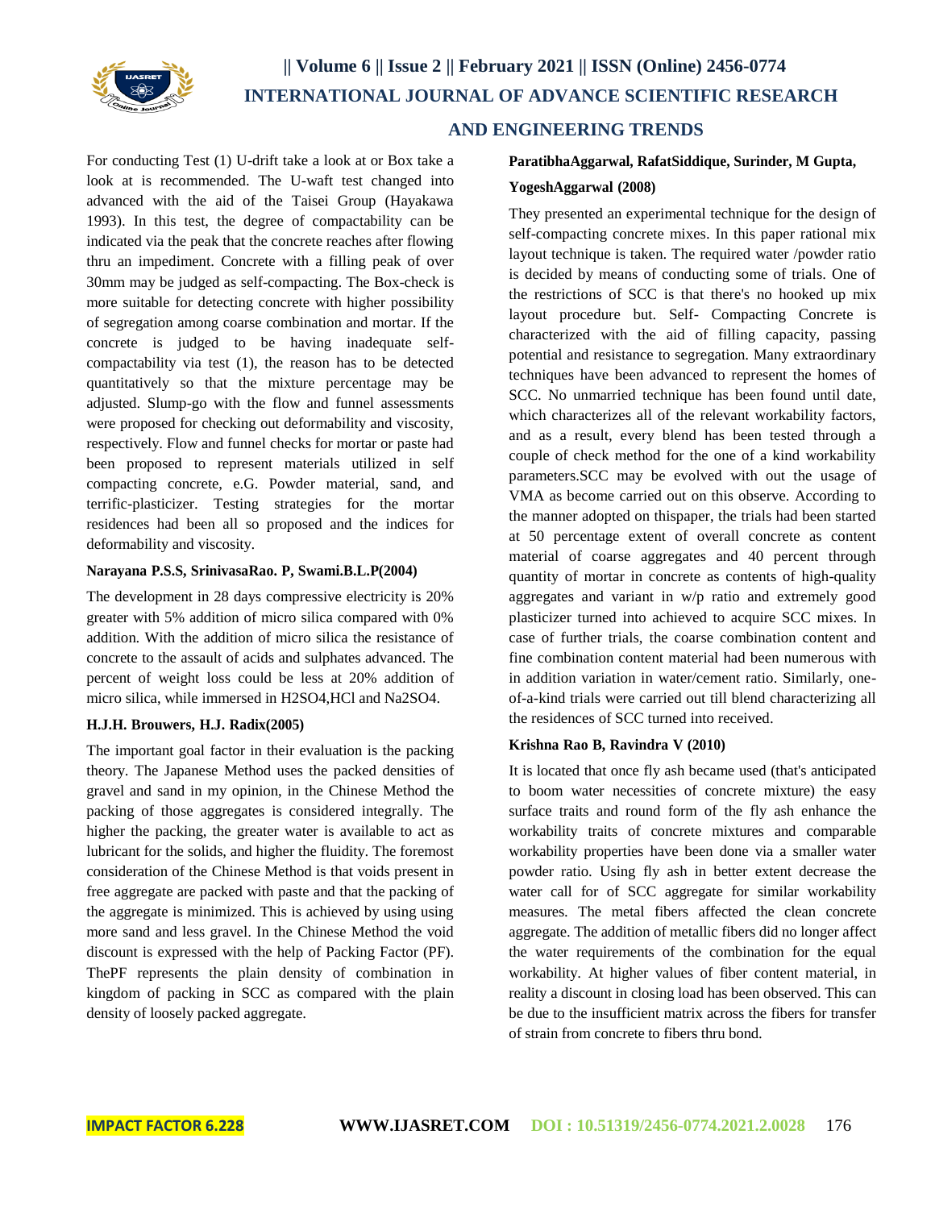For conducting Test (1) U-drift take a look at or Box take a look at is recommended. The U-waft test changed into advanced with the aid of the Taisei Group (Hayakawa 1993). In this test, the degree of compactability can be indicated via the peak that the concrete reaches after flowing thru an impediment. Concrete with a filling peak of over 30mm may be judged as self-compacting. The Box-check is more suitable for detecting concrete with higher possibility of segregation among coarse combination and mortar. If the concrete is judged to be having inadequate self-compactability via test (1), the reason has to be detected quantitatively so that the mixture percentage may be adjusted. Slump-go with the flow and funnel assessments were proposed for checking out deformability and viscosity, respectively. Flow and funnel checks for mortar or paste had been proposed to represent materials utilized in self compacting concrete, e.G. Powder material, sand, and terrific-plasticizer. Testing strategies for the mortar residences had been all so proposed and the indices for deformability and viscosity.

**Narayana P.S.S, SrinivasaRao. P, Swami.B.L.P(2004)**

The development in 28 days compressive electricity is 20% greater with 5% addition of micro silica compared with 0% addition. With the addition of micro silica the resistance of concrete to the assault of acids and sulphates advanced. The percent of weight loss could be less at 20% addition of micro silica, while immersed in $H_2SO_4$,HCl and $Na_2SO_4$.

**H.J.H. Brouwers, H.J. Radix(2005)**

The important goal factor in their evaluation is the packing theory. The Japanese Method uses the packed densities of gravel and sand in my opinion, in the Chinese Method the packing of those aggregates is considered integrally. The higher the packing, the greater water is available to act as lubricant for the solids, and higher the fluidity. The foremost consideration of the Chinese Method is that voids present in free aggregate are packed with paste and that the packing of the aggregate is minimized. This is achieved by using using more sand and less gravel. In the Chinese Method the void discount is expressed with the help of Packing Factor (PF). ThePF represents the plain density of combination in kingdom of packing in SCC as compared with the plain density of loosely packed aggregate.

**ParatibhaAggarwal, RafatSiddique, Surinder, M Gupta, YogeshAggarwal (2008)**

They presented an experimental technique for the design of self-compacting concrete mixes. In this paper rational mix layout technique is taken. The required water /powder ratio is decided by means of conducting some of trials. One of the restrictions of SCC is that there's no hooked up mix layout procedure but. Self- Compacting Concrete is characterized with the aid of filling capacity, passing potential and resistance to segregation. Many extraordinary techniques have been advanced to represent the homes of SCC. No unmarried technique has been found until date, which characterizes all of the relevant workability factors, and as a result, every blend has been tested through a couple of check method for the one of a kind workability parameters.SCC may be evolved with out the usage of VMA as become carried out on this observe. According to the manner adopted on thispaper, the trials had been started at 50 percentage extent of overall concrete as content material of coarse aggregates and 40 percent through quantity of mortar in concrete as contents of high-quality aggregates and variant in w/p ratio and extremely good plasticizer turned into achieved to acquire SCC mixes. In case of further trials, the coarse combination content and fine combination content material had been numerous with in addition variation in water/cement ratio. Similarly, one-of-a-kind trials were carried out till blend characterizing all the residences of SCC turned into received.

**Krishna Rao B, Ravindra V (2010)**

It is located that once fly ash became used (that's anticipated to boom water necessities of concrete mixture) the easy surface traits and round form of the fly ash enhance the workability traits of concrete mixtures and comparable workability properties have been done via a smaller water powder ratio. Using fly ash in better extent decrease the water call for of SCC aggregate for similar workability measures. The metal fibers affected the clean concrete aggregate. The addition of metallic fibers did no longer affect the water requirements of the combination for the equal workability. At higher values of fiber content material, in reality a discount in closing load has been observed. This can be due to the insufficient matrix across the fibers for transfer of strain from concrete to fibers thru bond.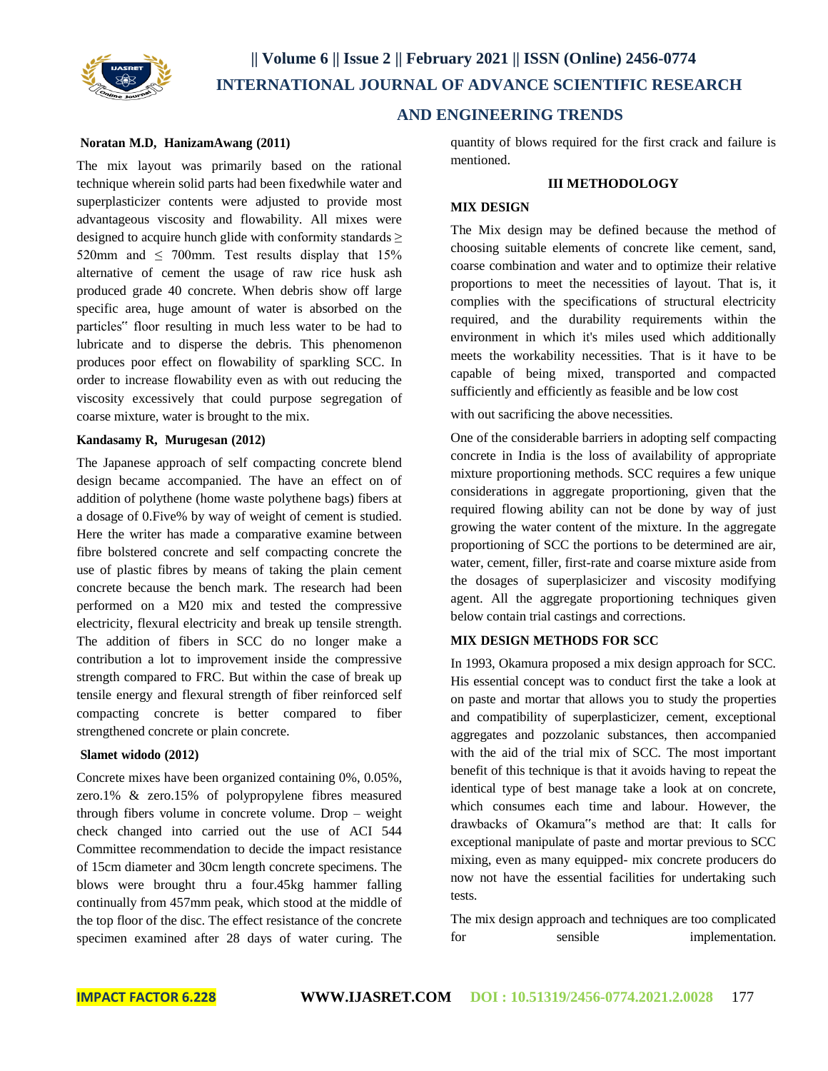**Noratan M.D, HanizamAwang (2011)**

The mix layout was primarily based on the rational technique wherein solid parts had been fixedwhile water and superplasticizer contents were adjusted to provide most advantageous viscosity and flowability. All mixes were designed to acquire hunch glide with conformity standards ≥ 520mm and ≤ 700mm. Test results display that 15% alternative of cement the usage of raw rice husk ash produced grade 40 concrete. When debris show off large specific area, huge amount of water is absorbed on the particles‟ floor resulting in much less water to be had to lubricate and to disperse the debris. This phenomenon produces poor effect on flowability of sparkling SCC. In order to increase flowability even as with out reducing the viscosity excessively that could purpose segregation of coarse mixture, water is brought to the mix.

**Kandasamy R, Murugesan (2012)**

The Japanese approach of self compacting concrete blend design became accompanied. The have an effect on of addition of polythene (home waste polythene bags) fibers at a dosage of 0.Five% by way of weight of cement is studied. Here the writer has made a comparative examine between fibre bolstered concrete and self compacting concrete the use of plastic fibres by means of taking the plain cement concrete because the bench mark. The research had been performed on a M20 mix and tested the compressive electricity, flexural electricity and break up tensile strength. The addition of fibers in SCC do no longer make a contribution a lot to improvement inside the compressive strength compared to FRC. But within the case of break up tensile energy and flexural strength of fiber reinforced self compacting concrete is better compared to fiber strengthened concrete or plain concrete.

**Slamet widodo (2012)**

Concrete mixes have been organized containing 0%, 0.05%, zero.1% & zero.15% of polypropylene fibres measured through fibers volume in concrete volume. Drop – weight check changed into carried out the use of ACI 544 Committee recommendation to decide the impact resistance of 15cm diameter and 30cm length concrete specimens. The blows were brought thru a four.45kg hammer falling continually from 457mm peak, which stood at the middle of the top floor of the disc. The effect resistance of the concrete specimen examined after 28 days of water curing. The quantity of blows required for the first crack and failure is mentioned.

## III METHODOLOGY

**MIX DESIGN**

The Mix design may be defined because the method of choosing suitable elements of concrete like cement, sand, coarse combination and water and to optimize their relative proportions to meet the necessities of layout. That is, it complies with the specifications of structural electricity required, and the durability requirements within the environment in which it's miles used which additionally meets the workability necessities. That is it have to be capable of being mixed, transported and compacted sufficiently and efficiently as feasible and be low cost

with out sacrificing the above necessities.

One of the considerable barriers in adopting self compacting concrete in India is the loss of availability of appropriate mixture proportioning methods. SCC requires a few unique considerations in aggregate proportioning, given that the required flowing ability can not be done by way of just growing the water content of the mixture. In the aggregate proportioning of SCC the portions to be determined are air, water, cement, filler, first-rate and coarse mixture aside from the dosages of superplasicizer and viscosity modifying agent. All the aggregate proportioning techniques given below contain trial castings and corrections.

**MIX DESIGN METHODS FOR SCC**

In 1993, Okamura proposed a mix design approach for SCC. His essential concept was to conduct first the take a look at on paste and mortar that allows you to study the properties and compatibility of superplasticizer, cement, exceptional aggregates and pozzolanic substances, then accompanied with the aid of the trial mix of SCC. The most important benefit of this technique is that it avoids having to repeat the identical type of best manage take a look at on concrete, which consumes each time and labour. However, the drawbacks of Okamura‟s method are that: It calls for exceptional manipulate of paste and mortar previous to SCC mixing, even as many equipped- mix concrete producers do now not have the essential facilities for undertaking such tests.

The mix design approach and techniques are too complicated for sensible implementation.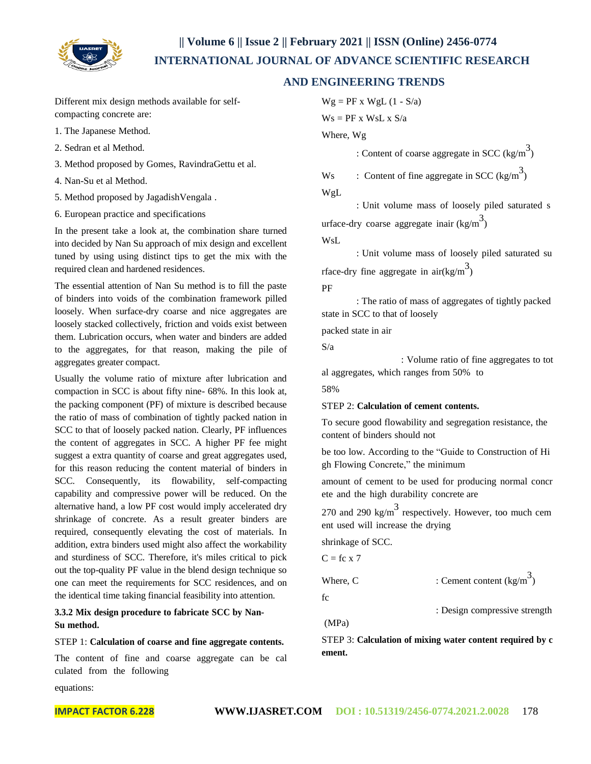Different mix design methods available for self-compacting concrete are:

1. The Japanese Method.
2. Sedran et al Method.
3. Method proposed by Gomes, RavindraGettu et al.
4. Nan-Su et al Method.
5. Method proposed by JagadishVengala .
6. European practice and specifications

In the present take a look at, the combination share turned into decided by Nan Su approach of mix design and excellent tuned by using using distinct tips to get the mix with the required clean and hardened residences.

The essential attention of Nan Su method is to fill the paste of binders into voids of the combination framework pilled loosely. When surface-dry coarse and nice aggregates are loosely stacked collectively, friction and voids exist between them. Lubrication occurs, when water and binders are added to the aggregates, for that reason, making the pile of aggregates greater compact.

Usually the volume ratio of mixture after lubrication and compaction in SCC is about fifty nine- 68%. In this look at, the packing component (PF) of mixture is described because the ratio of mass of combination of tightly packed nation in SCC to that of loosely packed nation. Clearly, PF influences the content of aggregates in SCC. A higher PF fee might suggest a extra quantity of coarse and great aggregates used, for this reason reducing the content material of binders in SCC. Consequently, its flowability, self-compacting capability and compressive power will be reduced. On the alternative hand, a low PF cost would imply accelerated dry shrinkage of concrete. As a result greater binders are required, consequently elevating the cost of materials. In addition, extra binders used might also affect the workability and sturdiness of SCC. Therefore, it's miles critical to pick out the top-quality PF value in the blend design technique so one can meet the requirements for SCC residences, and on the identical time taking financial feasibility into attention.

**3.3.2 Mix design procedure to fabricate SCC by Nan-Su method.**

STEP 1: **Calculation of coarse and fine aggregate contents.**

The content of fine and coarse aggregate can be calculated from the following equations:

$$Wg = PF \times WgL \, (1 - S/a)$$

$$Ws = PF \times WsL \times S/a$$

Where, Wg : Content of coarse aggregate in SCC (kg/m$^3$)

Ws : Content of fine aggregate in SCC (kg/m$^3$)

WgL : Unit volume mass of loosely piled saturated surface-dry coarse aggregate inair (kg/m$^3$)

WsL : Unit volume mass of loosely piled saturated surface-dry fine aggregate in air(kg/m$^3$)

PF : The ratio of mass of aggregates of tightly packed state in SCC to that of loosely packed state in air

S/a : Volume ratio of fine aggregates to total aggregates, which ranges from 50% to 58%

STEP 2: **Calculation of cement contents.**

To secure good flowability and segregation resistance, the content of binders should not be too low. According to the "Guide to Construction of High Flowing Concrete," the minimum amount of cement to be used for producing normal concrete and the high durability concrete are 270 and 290 kg/m$^3$ respectively. However, too much cement used will increase the drying shrinkage of SCC.

$$C = fc \times 7$$

Where, C : Cement content (kg/m$^3$)

fc : Design compressive strength (MPa)

STEP 3: **Calculation of mixing water content required by cement.**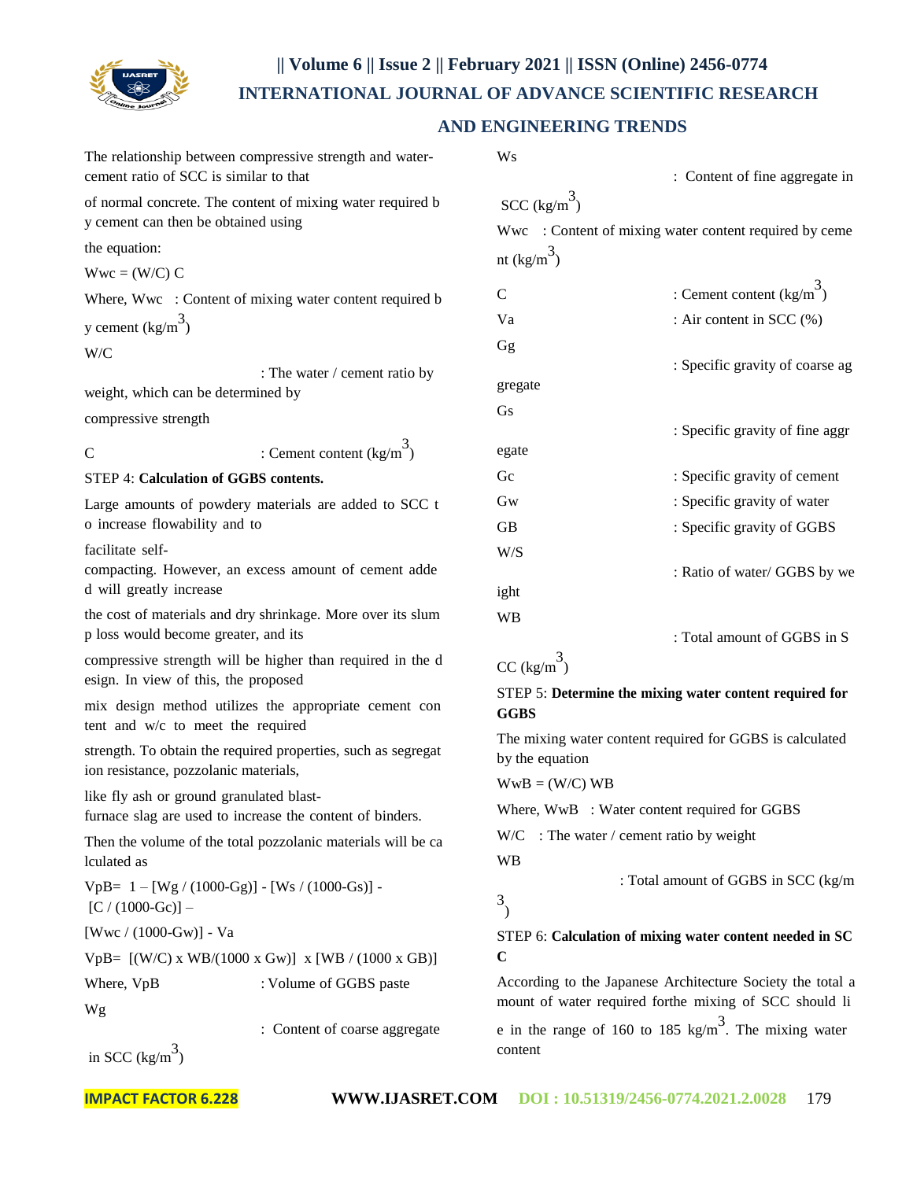The relationship between compressive strength and water-cement ratio of SCC is similar to that of normal concrete. The content of mixing water required by cement can then be obtained using the equation:

$$Wwc = (W/C)\ C$$

Where, Wwc : Content of mixing water content required by cement ($kg/m^3$)

W/C : The water / cement ratio by weight, which can be determined by compressive strength

C : Cement content ($kg/m^3$)

STEP 4: **Calculation of GGBS contents.**

Large amounts of powdery materials are added to SCC to increase flowability and to facilitate self-compacting. However, an excess amount of cement added will greatly increase the cost of materials and dry shrinkage. More over its slump loss would become greater, and its compressive strength will be higher than required in the design. In view of this, the proposed mix design method utilizes the appropriate cement content and w/c to meet the required strength. To obtain the required properties, such as segregation resistance, pozzolanic materials, like fly ash or ground granulated blast-furnace slag are used to increase the content of binders.

Then the volume of the total pozzolanic materials will be calculated as

$$VpB = 1 - [Wg / (1000\text{-}Gg)] - [Ws / (1000\text{-}Gs)] - [C / (1000\text{-}Gc)] - [Wwc / (1000\text{-}Gw)] - Va$$

$$VpB = [(W/C) \times WB/(1000 \times Gw)] \times [WB / (1000 \times GB)]$$

Where, VpB : Volume of GGBS paste

Wg : Content of coarse aggregate in SCC ($kg/m^3$)

Ws : Content of fine aggregate in SCC ($kg/m^3$)

Wwc : Content of mixing water content required by cement ($kg/m^3$)

C : Cement content ($kg/m^3$)

Va : Air content in SCC (%)

Gg : Specific gravity of coarse aggregate

Gs : Specific gravity of fine aggregate

Gc : Specific gravity of cement

Gw : Specific gravity of water

GB : Specific gravity of GGBS

W/S : Ratio of water/ GGBS by weight

WB : Total amount of GGBS in SCC ($kg/m^3$)

STEP 5: **Determine the mixing water content required for GGBS**

The mixing water content required for GGBS is calculated by the equation

$$WwB = (W/C)\ WB$$

Where, WwB : Water content required for GGBS

W/C : The water / cement ratio by weight

WB : Total amount of GGBS in SCC ($kg/m^3$)

STEP 6: **Calculation of mixing water content needed in SCC**

According to the Japanese Architecture Society the total amount of water required forthe mixing of SCC should lie in the range of 160 to 185 $kg/m^3$. The mixing water content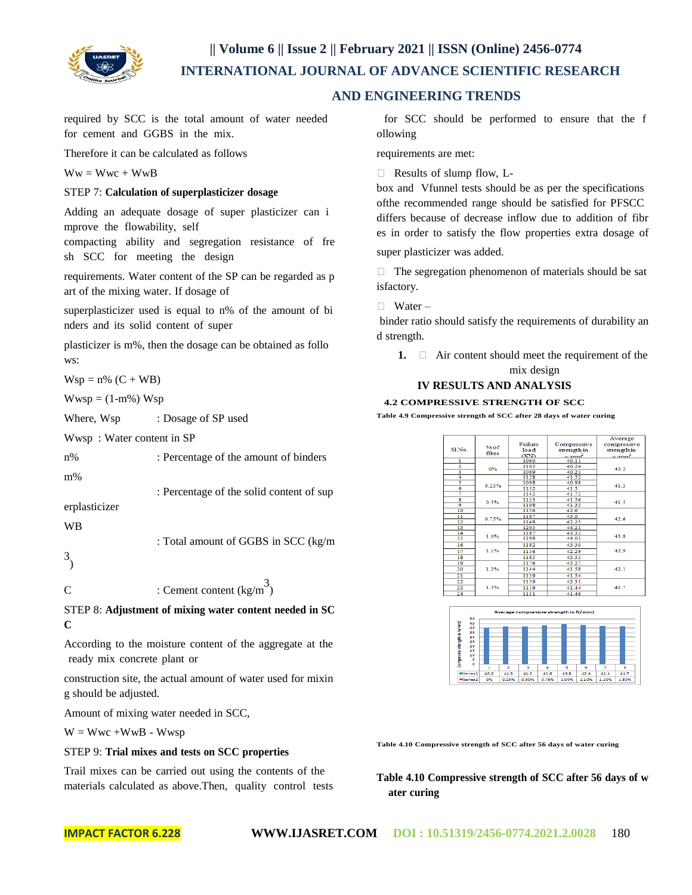required by SCC is the total amount of water needed for cement and GGBS in the mix.

Therefore it can be calculated as follows

$W_w = W_{wc} + W_{wB}$

STEP 7: **Calculation of superplasticizer dosage**

Adding an adequate dosage of super plasticizer can improve the flowability, self compacting ability and segregation resistance of fresh SCC for meeting the design requirements. Water content of the SP can be regarded as part of the mixing water. If dosage of superplasticizer used is equal to n% of the amount of binders and its solid content of super plasticizer is m%, then the dosage can be obtained as follows:

$W_{sp} = n\% (C + W_B)$

$W_{wsp} = (1-m\%) W_{sp}$

Where, $W_{sp}$ : Dosage of SP used

$W_{wsp}$ : Water content in SP

n% : Percentage of the amount of binders

m% : Percentage of the solid content of superplasticizer

WB : Total amount of GGBS in SCC (kg/m$^3$)

C : Cement content (kg/m$^3$)

STEP 8: **Adjustment of mixing water content needed in SCC**

According to the moisture content of the aggregate at the ready mix concrete plant or construction site, the actual amount of water used for mixing should be adjusted.

Amount of mixing water needed in SCC,

$W = W_{wc} + W_{wB} - W_{wsp}$

STEP 9: **Trial mixes and tests on SCC properties**

Trail mixes can be carried out using the contents of the materials calculated as above.Then, quality control tests for SCC should be performed to ensure that the following requirements are met:

- Results of slump flow, L-box and Vfunnel tests should be as per the specifications ofthe recommended range should be satisfied for PFSCC differs because of decrease inflow due to addition of fibres in order to satisfy the flow properties extra dosage of super plasticizer was added.
- The segregation phenomenon of materials should be satisfactory.
- Water – binder ratio should satisfy the requirements of durability and strength.

1. Air content should meet the requirement of the mix design

## IV RESULTS AND ANALYSIS

### 4.2 COMPRESSIVE STRENGTH OF SCC

**Table 4.9 Compressive strength of SCC after 28 days of water curing**

| Sl.No. | % of fibre | Failure load (KN) | Compressive strength in N/mm² | Average compressive strength in N/mm² |
|---|---|---|---|---|
| 1 | 0% | 1060 | 40.11 | 40.2 |
| 2 | | 1102 | 40.24 | |
| 3 | | 1089 | 40.21 | |
| 4 | 0.25% | 1128 | 41.52 | 41.3 |
| 5 | | 1098 | 40.98 | |
| 6 | | 1132 | 41.5 | |
| 7 | 0.5% | 1142 | 41.72 | 41.5 |
| 8 | | 1123 | 41.56 | |
| 9 | | 1108 | 41.35 | |
| 10 | 0.75% | 1156 | 42.6 | 42.6 |
| 11 | | 1187 | 43.0 | |
| 12 | | 1148 | 42.25 | |
| 13 | 1.0% | 1205 | 44.21 | 43.8 |
| 14 | | 1187 | 43.32 | |
| 15 | | 1198 | 44.01 | |
| 16 | 1.1% | 1182 | 43.30 | 42.9 |
| 17 | | 1156 | 42.29 | |
| 18 | | 1185 | 43.33 | |
| 19 | 1.2% | 1176 | 43.27 | 42.1 |
| 20 | | 1144 | 41.58 | |
| 21 | | 1139 | 41.54 | |
| 22 | 1.3% | 1159 | 42.31 | 41.7 |
| 23 | | 1119 | 41.44 | |
| 24 | | 1131 | 41.46 | |

Average compressive strength in N/mm2

| | 1 | 2 | 3 | 4 | 5 | 6 | 7 | 8 |
|---|---|---|---|---|---|---|---|---|
| Series1 | 40.2 | 41.5 | 41.5 | 42.6 | 43.8 | 42.9 | 42.1 | 41.7 |
| Series2 | 0% | 0.25% | 0.50% | 0.75% | 1.00% | 1.10% | 1.20% | 1.30% |

**Table 4.10 Compressive strength of SCC after 56 days of water curing**

**Table 4.10 Compressive strength of SCC after 56 days of water curing**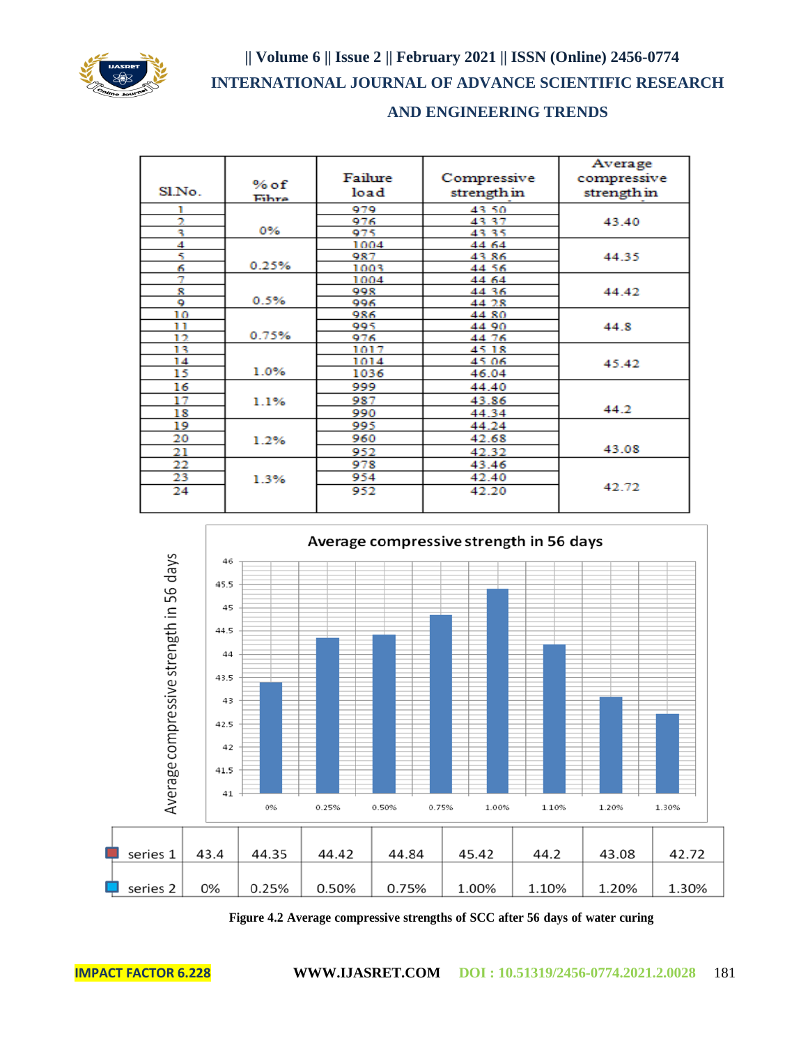| Sl.No. | % of Fibre | Failure load | Compressive strength in | Average compressive strength in |
|---|---|---|---|---|
| 1 | 0% | 979 | 43.50 | 43.40 |
| 2 | | 976 | 43.37 | |
| 3 | | 975 | 43.35 | |
| 4 | 0.25% | 1004 | 44.64 | 44.35 |
| 5 | | 987 | 43.86 | |
| 6 | | 1003 | 44.56 | |
| 7 | 0.5% | 1004 | 44.64 | 44.42 |
| 8 | | 998 | 44.36 | |
| 9 | | 996 | 44.28 | |
| 10 | 0.75% | 986 | 44.80 | 44.8 |
| 11 | | 995 | 44.90 | |
| 12 | | 976 | 44.76 | |
| 13 | 1.0% | 1017 | 45.18 | 45.42 |
| 14 | | 1014 | 45.06 | |
| 15 | | 1036 | 46.04 | |
| 16 | 1.1% | 999 | 44.40 | 44.2 |
| 17 | | 987 | 43.86 | |
| 18 | | 990 | 44.34 | |
| 19 | 1.2% | 995 | 44.24 | 43.08 |
| 20 | | 960 | 42.68 | |
| 21 | | 952 | 42.32 | |
| 22 | 1.3% | 978 | 43.46 | 42.72 |
| 23 | | 954 | 42.40 | |
| 24 | | 952 | 42.20 | |

Average compressive strength in 56 days

| | | | | | | | | |
|---|---|---|---|---|---|---|---|---|
| series 1 | 43.4 | 44.35 | 44.42 | 44.84 | 45.42 | 44.2 | 43.08 | 42.72 |
| series 2 | 0% | 0.25% | 0.50% | 0.75% | 1.00% | 1.10% | 1.20% | 1.30% |

**Figure 4.2 Average compressive strengths of SCC after 56 days of water curing**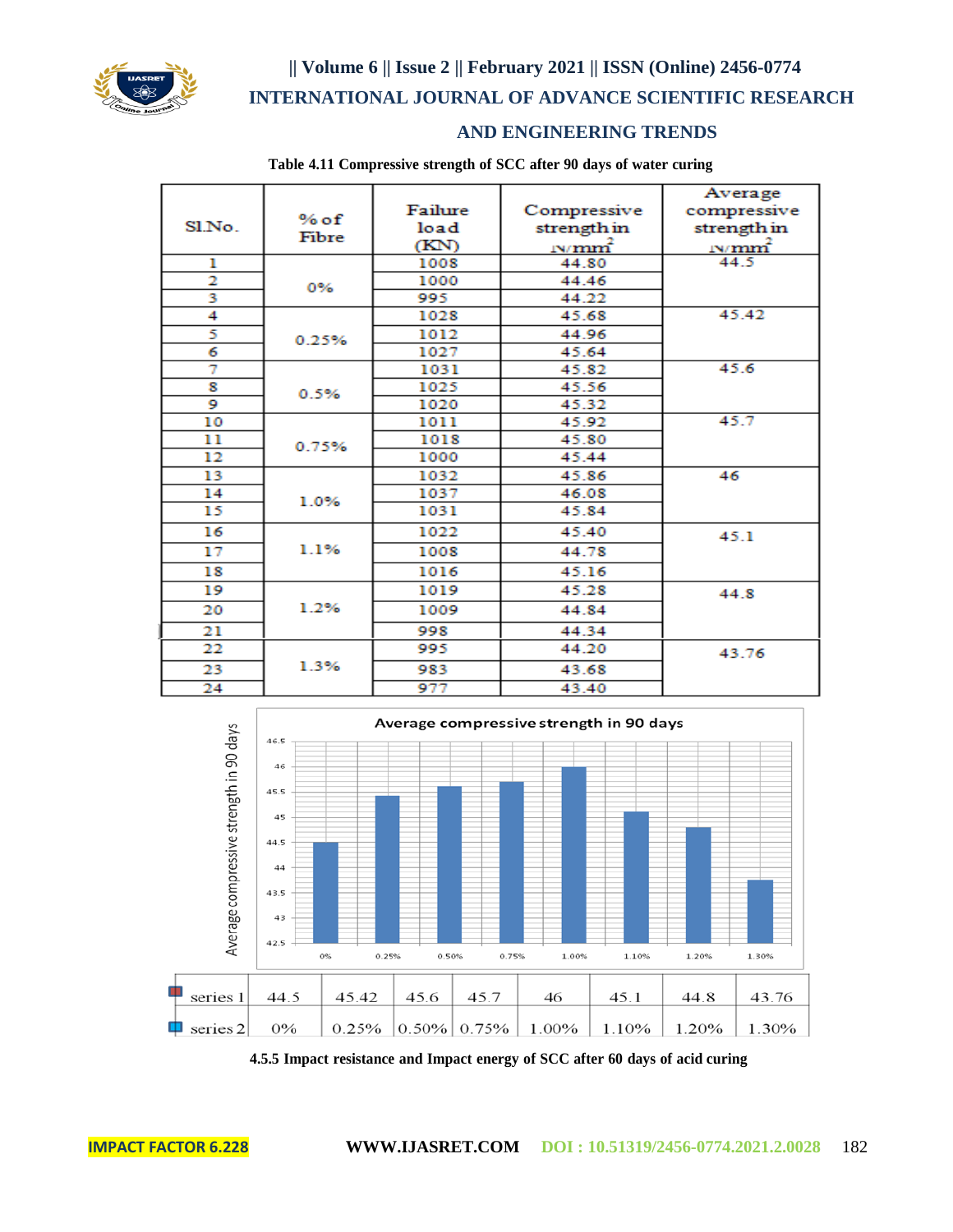**Table 4.11 Compressive strength of SCC after 90 days of water curing**

| Sl.No. | % of Fibre | Failure load (KN) | Compressive strength in N/mm² | Average compressive strength in N/mm² |
|---|---|---|---|---|
| 1 | 0% | 1008 | 44.80 | 44.5 |
| 2 | | 1000 | 44.46 | |
| 3 | | 995 | 44.22 | |
| 4 | 0.25% | 1028 | 45.68 | 45.42 |
| 5 | | 1012 | 44.96 | |
| 6 | | 1027 | 45.64 | |
| 7 | 0.5% | 1031 | 45.82 | 45.6 |
| 8 | | 1025 | 45.56 | |
| 9 | | 1020 | 45.32 | |
| 10 | 0.75% | 1011 | 45.92 | 45.7 |
| 11 | | 1018 | 45.80 | |
| 12 | | 1000 | 45.44 | |
| 13 | 1.0% | 1032 | 45.86 | 46 |
| 14 | | 1037 | 46.08 | |
| 15 | | 1031 | 45.84 | |
| 16 | 1.1% | 1022 | 45.40 | 45.1 |
| 17 | | 1008 | 44.78 | |
| 18 | | 1016 | 45.16 | |
| 19 | 1.2% | 1019 | 45.28 | 44.8 |
| 20 | | 1009 | 44.84 | |
| 21 | | 998 | 44.34 | |
| 22 | 1.3% | 995 | 44.20 | 43.76 |
| 23 | | 983 | 43.68 | |
| 24 | | 977 | 43.40 | |

Average compressive strength in 90 days

| | | | | | | | | |
|---|---|---|---|---|---|---|---|---|
| series 1 | 44.5 | 45.42 | 45.6 | 45.7 | 46 | 45.1 | 44.8 | 43.76 |
| series 2 | 0% | 0.25% | 0.50% | 0.75% | 1.00% | 1.10% | 1.20% | 1.30% |

**4.5.5 Impact resistance and Impact energy of SCC after 60 days of acid curing**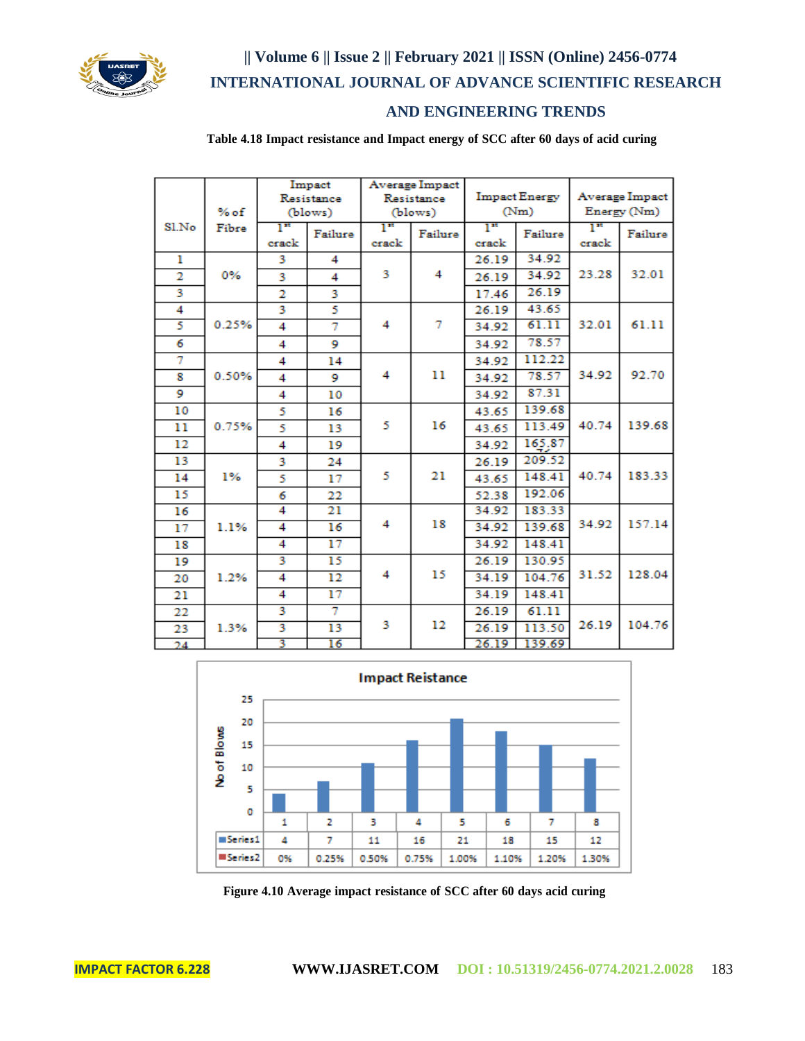**Table 4.18 Impact resistance and Impact energy of SCC after 60 days of acid curing**

| Sl.No | % of Fibre | Impact Resistance (blows) | | Average Impact Resistance (blows) | | Impact Energy (Nm) | | Average Impact Energy (Nm) | |
|---|---|---|---|---|---|---|---|---|---|
| | | 1st crack | Failure | 1st crack | Failure | 1st crack | Failure | 1st crack | Failure |
| 1 | 0% | 3 | 4 | 3 | 4 | 26.19 | 34.92 | 23.28 | 32.01 |
| 2 | | 3 | 4 | | | 26.19 | 34.92 | | |
| 3 | | 2 | 3 | | | 17.46 | 26.19 | | |
| 4 | 0.25% | 3 | 5 | 4 | 7 | 26.19 | 43.65 | 32.01 | 61.11 |
| 5 | | 4 | 7 | | | 34.92 | 61.11 | | |
| 6 | | 4 | 9 | | | 34.92 | 78.57 | | |
| 7 | 0.50% | 4 | 14 | 4 | 11 | 34.92 | 112.22 | 34.92 | 92.70 |
| 8 | | 4 | 9 | | | 34.92 | 78.57 | | |
| 9 | | 4 | 10 | | | 34.92 | 87.31 | | |
| 10 | 0.75% | 5 | 16 | 5 | 16 | 43.65 | 139.68 | 40.74 | 139.68 |
| 11 | | 5 | 13 | | | 43.65 | 113.49 | | |
| 12 | | 4 | 19 | | | 34.92 | 165.87 | | |
| 13 | 1% | 3 | 24 | 5 | 21 | 26.19 | 209.52 | 40.74 | 183.33 |
| 14 | | 5 | 17 | | | 43.65 | 148.41 | | |
| 15 | | 6 | 22 | | | 52.38 | 192.06 | | |
| 16 | 1.1% | 4 | 21 | 4 | 18 | 34.92 | 183.33 | 34.92 | 157.14 |
| 17 | | 4 | 16 | | | 34.92 | 139.68 | | |
| 18 | | 4 | 17 | | | 34.92 | 148.41 | | |
| 19 | 1.2% | 3 | 15 | 4 | 15 | 26.19 | 130.95 | 31.52 | 128.04 |
| 20 | | 4 | 12 | | | 34.19 | 104.76 | | |
| 21 | | 4 | 17 | | | 34.19 | 148.41 | | |
| 22 | 1.3% | 3 | 7 | 3 | 12 | 26.19 | 61.11 | 26.19 | 104.76 |
| 23 | | 3 | 13 | | | 26.19 | 113.50 | | |
| 24 | | 3 | 16 | | | 26.19 | 139.69 | | |

**Impact Reistance**

| | 1 | 2 | 3 | 4 | 5 | 6 | 7 | 8 |
|---|---|---|---|---|---|---|---|---|
| Series1 | 4 | 7 | 11 | 16 | 21 | 18 | 15 | 12 |
| Series2 | 0% | 0.25% | 0.50% | 0.75% | 1.00% | 1.10% | 1.20% | 1.30% |

**Figure 4.10 Average impact resistance of SCC after 60 days acid curing**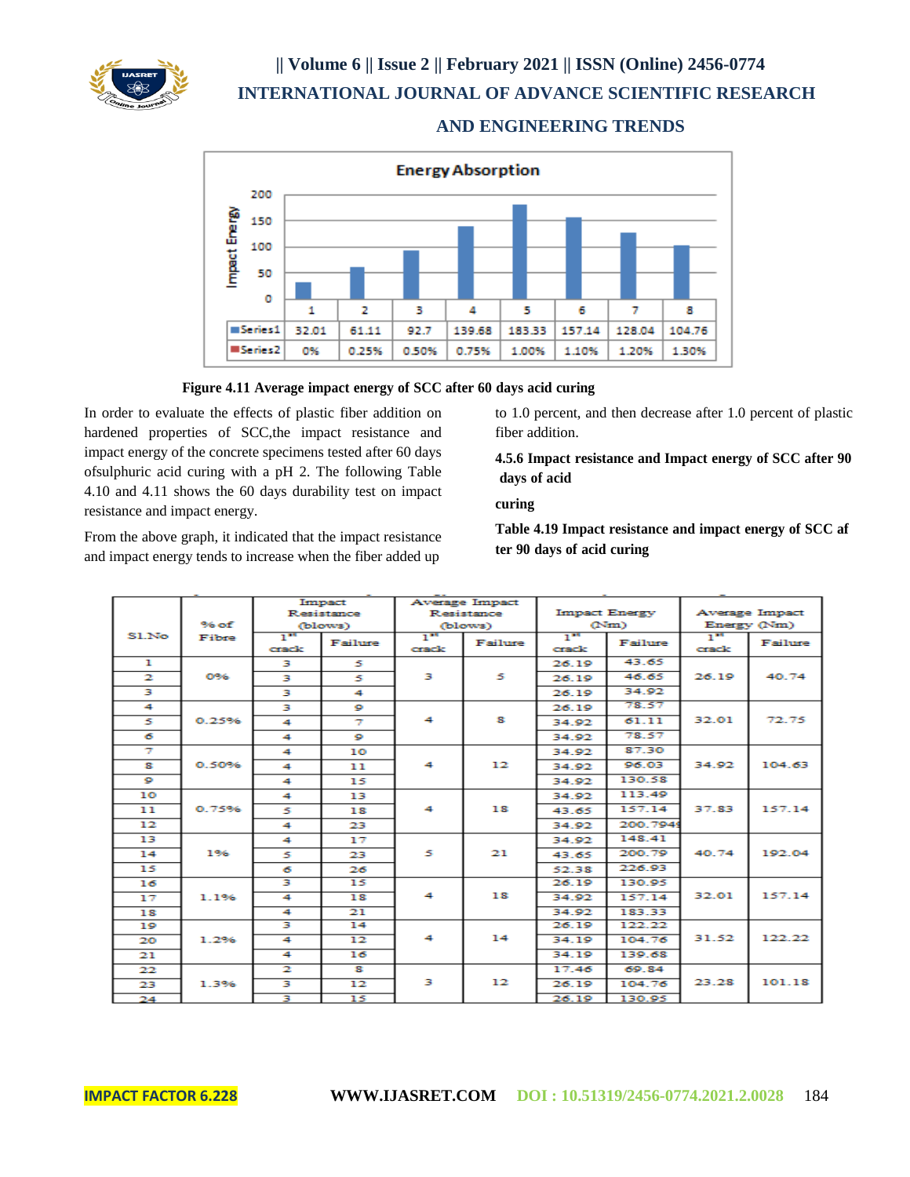Energy Absorption

| | 1 | 2 | 3 | 4 | 5 | 6 | 7 | 8 |
|---|---|---|---|---|---|---|---|---|
| Series1 | 32.01 | 61.11 | 92.7 | 139.68 | 183.33 | 157.14 | 128.04 | 104.76 |
| Series2 | 0% | 0.25% | 0.50% | 0.75% | 1.00% | 1.10% | 1.20% | 1.30% |

**Figure 4.11 Average impact energy of SCC after 60 days acid curing**

In order to evaluate the effects of plastic fiber addition on hardened properties of SCC,the impact resistance and impact energy of the concrete specimens tested after 60 days ofsulphuric acid curing with a pH 2. The following Table 4.10 and 4.11 shows the 60 days durability test on impact resistance and impact energy.

From the above graph, it indicated that the impact resistance and impact energy tends to increase when the fiber added up to 1.0 percent, and then decrease after 1.0 percent of plastic fiber addition.

**4.5.6 Impact resistance and Impact energy of SCC after 90 days of acid curing**

**Table 4.19 Impact resistance and impact energy of SCC after 90 days of acid curing**

| Sl.No | % of Fibre | Impact Resistance (blows) | | Average Impact Resistance (blows) | | Impact Energy (Nm) | | Average Impact Energy (Nm) | |
|---|---|---|---|---|---|---|---|---|---|
| | | 1st crack | Failure | 1st crack | Failure | 1st crack | Failure | 1st crack | Failure |
| 1 | 0% | 3 | 5 | 3 | 5 | 26.19 | 43.65 | 26.19 | 40.74 |
| 2 | | 3 | 5 | | | 26.19 | 46.65 | | |
| 3 | | 3 | 4 | | | 26.19 | 34.92 | | |
| 4 | 0.25% | 3 | 9 | 4 | 8 | 26.19 | 78.57 | 32.01 | 72.75 |
| 5 | | 4 | 7 | | | 34.92 | 61.11 | | |
| 6 | | 4 | 9 | | | 34.92 | 78.57 | | |
| 7 | 0.50% | 4 | 10 | 4 | 12 | 34.92 | 87.30 | 34.92 | 104.63 |
| 8 | | 4 | 11 | | | 34.92 | 96.03 | | |
| 9 | | 4 | 15 | | | 34.92 | 130.58 | | |
| 10 | 0.75% | 4 | 13 | 4 | 18 | 34.92 | 113.49 | 37.83 | 157.14 |
| 11 | | 5 | 18 | | | 43.65 | 157.14 | | |
| 12 | | 4 | 23 | | | 34.92 | 200.7949 | | |
| 13 | 1% | 4 | 17 | 5 | 21 | 34.92 | 148.41 | 40.74 | 192.04 |
| 14 | | 5 | 23 | | | 43.65 | 200.79 | | |
| 15 | | 6 | 26 | | | 52.38 | 226.93 | | |
| 16 | 1.1% | 3 | 15 | 4 | 18 | 26.19 | 130.95 | 32.01 | 157.14 |
| 17 | | 4 | 18 | | | 34.92 | 157.14 | | |
| 18 | | 4 | 21 | | | 34.92 | 183.33 | | |
| 19 | 1.2% | 3 | 14 | 4 | 14 | 26.19 | 122.22 | 31.52 | 122.22 |
| 20 | | 4 | 12 | | | 34.19 | 104.76 | | |
| 21 | | 4 | 16 | | | 34.19 | 139.68 | | |
| 22 | 1.3% | 2 | 8 | 3 | 12 | 17.46 | 69.84 | 23.28 | 101.18 |
| 23 | | 3 | 12 | | | 26.19 | 104.76 | | |
| 24 | | 3 | 15 | | | 26.19 | 130.95 | | |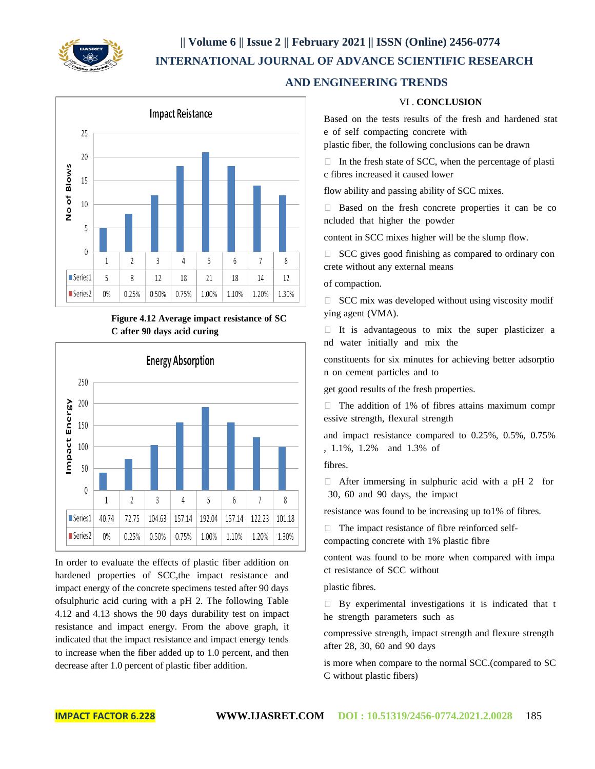| | 1 | 2 | 3 | 4 | 5 | 6 | 7 | 8 |
|---|---|---|---|---|---|---|---|---|
| Series1 | 5 | 8 | 12 | 18 | 21 | 18 | 14 | 12 |
| Series2 | 0% | 0.25% | 0.50% | 0.75% | 1.00% | 1.10% | 1.20% | 1.30% |

**Figure 4.12 Average impact resistance of SCC after 90 days acid curing**

| | 1 | 2 | 3 | 4 | 5 | 6 | 7 | 8 |
|---|---|---|---|---|---|---|---|---|
| Series1 | 40.74 | 72.75 | 104.63 | 157.14 | 192.04 | 157.14 | 122.23 | 101.18 |
| Series2 | 0% | 0.25% | 0.50% | 0.75% | 1.00% | 1.10% | 1.20% | 1.30% |

In order to evaluate the effects of plastic fiber addition on hardened properties of SCC,the impact resistance and impact energy of the concrete specimens tested after 90 days ofsulphuric acid curing with a pH 2. The following Table 4.12 and 4.13 shows the 90 days durability test on impact resistance and impact energy. From the above graph, it indicated that the impact resistance and impact energy tends to increase when the fiber added up to 1.0 percent, and then decrease after 1.0 percent of plastic fiber addition.

## VI . CONCLUSION

Based on the tests results of the fresh and hardened state of self compacting concrete with plastic fiber, the following conclusions can be drawn

- In the fresh state of SCC, when the percentage of plastic fibres increased it caused lower flow ability and passing ability of SCC mixes.
- Based on the fresh concrete properties it can be concluded that higher the powder content in SCC mixes higher will be the slump flow.
- SCC gives good finishing as compared to ordinary concrete without any external means of compaction.
- SCC mix was developed without using viscosity modifying agent (VMA).
- It is advantageous to mix the super plasticizer and water initially and mix the constituents for six minutes for achieving better adsorption on cement particles and to get good results of the fresh properties.
- The addition of 1% of fibres attains maximum compressive strength, flexural strength and impact resistance compared to 0.25%, 0.5%, 0.75%, 1.1%, 1.2% and 1.3% of fibres.
- After immersing in sulphuric acid with a pH 2 for 30, 60 and 90 days, the impact resistance was found to be increasing up to1% of fibres.
- The impact resistance of fibre reinforced self-compacting concrete with 1% plastic fibre content was found to be more when compared with impact resistance of SCC without plastic fibres.
- By experimental investigations it is indicated that the strength parameters such as compressive strength, impact strength and flexure strength after 28, 30, 60 and 90 days is more when compare to the normal SCC.(compared to SCC without plastic fibers)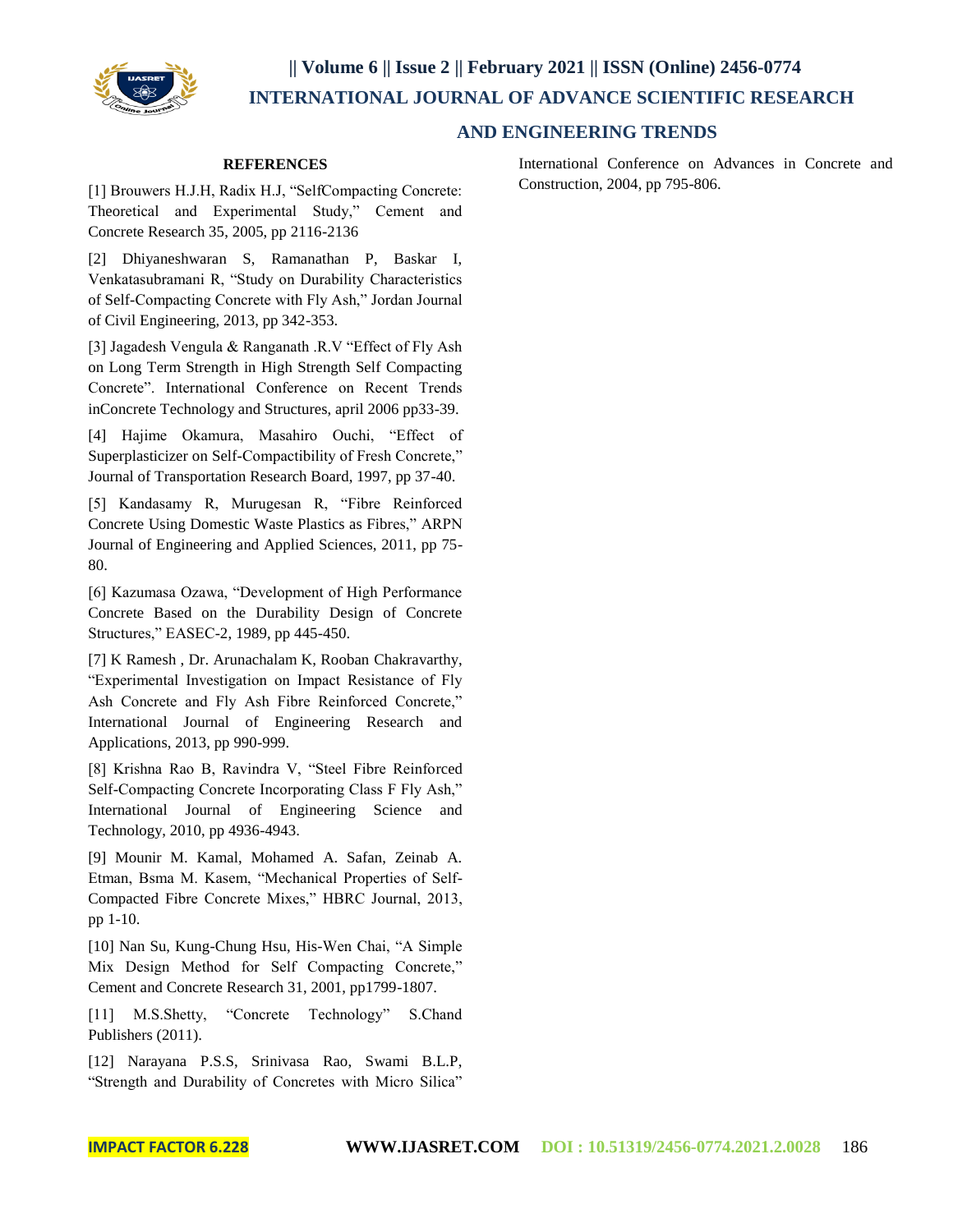## REFERENCES

[1] Brouwers H.J.H, Radix H.J, “SelfCompacting Concrete: Theoretical and Experimental Study,” Cement and Concrete Research 35, 2005, pp 2116-2136

[2] Dhiyaneshwaran S, Ramanathan P, Baskar I, Venkatasubramani R, “Study on Durability Characteristics of Self-Compacting Concrete with Fly Ash,” Jordan Journal of Civil Engineering, 2013, pp 342-353.

[3] Jagadesh Vengula & Ranganath .R.V “Effect of Fly Ash on Long Term Strength in High Strength Self Compacting Concrete”. International Conference on Recent Trends inConcrete Technology and Structures, april 2006 pp33-39.

[4] Hajime Okamura, Masahiro Ouchi, “Effect of Superplasticizer on Self-Compactibility of Fresh Concrete,” Journal of Transportation Research Board, 1997, pp 37-40.

[5] Kandasamy R, Murugesan R, “Fibre Reinforced Concrete Using Domestic Waste Plastics as Fibres,” ARPN Journal of Engineering and Applied Sciences, 2011, pp 75-80.

[6] Kazumasa Ozawa, “Development of High Performance Concrete Based on the Durability Design of Concrete Structures,” EASEC-2, 1989, pp 445-450.

[7] K Ramesh , Dr. Arunachalam K, Rooban Chakravarthy, “Experimental Investigation on Impact Resistance of Fly Ash Concrete and Fly Ash Fibre Reinforced Concrete,” International Journal of Engineering Research and Applications, 2013, pp 990-999.

[8] Krishna Rao B, Ravindra V, “Steel Fibre Reinforced Self-Compacting Concrete Incorporating Class F Fly Ash,” International Journal of Engineering Science and Technology, 2010, pp 4936-4943.

[9] Mounir M. Kamal, Mohamed A. Safan, Zeinab A. Etman, Bsma M. Kasem, “Mechanical Properties of Self-Compacted Fibre Concrete Mixes,” HBRC Journal, 2013, pp 1-10.

[10] Nan Su, Kung-Chung Hsu, His-Wen Chai, “A Simple Mix Design Method for Self Compacting Concrete,” Cement and Concrete Research 31, 2001, pp1799-1807.

[11] M.S.Shetty, “Concrete Technology” S.Chand Publishers (2011).

[12] Narayana P.S.S, Srinivasa Rao, Swami B.L.P, “Strength and Durability of Concretes with Micro Silica” International Conference on Advances in Concrete and Construction, 2004, pp 795-806.